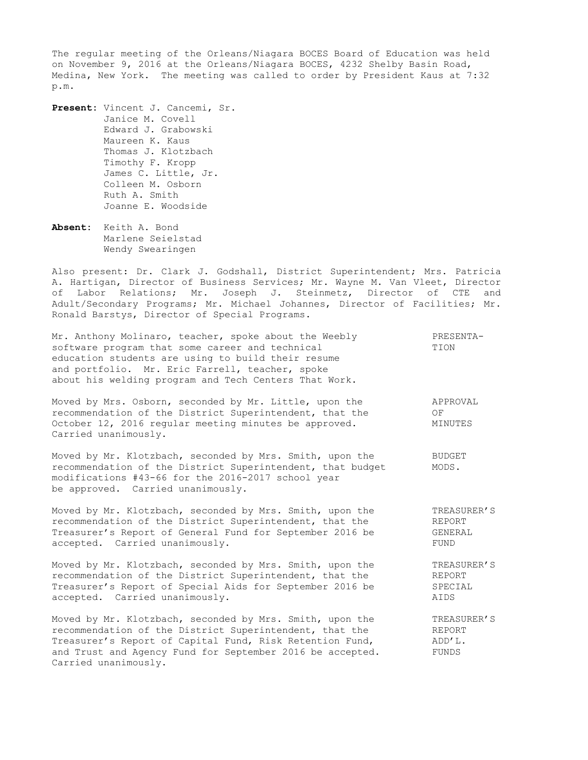The regular meeting of the Orleans/Niagara BOCES Board of Education was held on November 9, 2016 at the Orleans/Niagara BOCES, 4232 Shelby Basin Road, Medina, New York. The meeting was called to order by President Kaus at 7:32 p.m.

**Present:** Vincent J. Cancemi, Sr.
Janice M. Covell
Edward J. Grabowski
Maureen K. Kaus
Thomas J. Klotzbach
Timothy F. Kropp
James C. Little, Jr.
Colleen M. Osborn
Ruth A. Smith
Joanne E. Woodside

**Absent:** Keith A. Bond
Marlene Seielstad
Wendy Swearingen

Also present: Dr. Clark J. Godshall, District Superintendent; Mrs. Patricia A. Hartigan, Director of Business Services; Mr. Wayne M. Van Vleet, Director of Labor Relations; Mr. Joseph J. Steinmetz, Director of CTE and Adult/Secondary Programs; Mr. Michael Johannes, Director of Facilities; Mr. Ronald Barstys, Director of Special Programs.

PRESENTATION

Mr. Anthony Molinaro, teacher, spoke about the Weebly software program that some career and technical education students are using to build their resume and portfolio. Mr. Eric Farrell, teacher, spoke about his welding program and Tech Centers That Work.

APPROVAL OF MINUTES

Moved by Mrs. Osborn, seconded by Mr. Little, upon the recommendation of the District Superintendent, that the October 12, 2016 regular meeting minutes be approved. Carried unanimously.

BUDGET MODS.

Moved by Mr. Klotzbach, seconded by Mrs. Smith, upon the recommendation of the District Superintendent, that budget modifications #43-66 for the 2016-2017 school year be approved. Carried unanimously.

TREASURER'S REPORT GENERAL FUND

Moved by Mr. Klotzbach, seconded by Mrs. Smith, upon the recommendation of the District Superintendent, that the Treasurer's Report of General Fund for September 2016 be accepted. Carried unanimously.

TREASURER'S REPORT SPECIAL AIDS

Moved by Mr. Klotzbach, seconded by Mrs. Smith, upon the recommendation of the District Superintendent, that the Treasurer's Report of Special Aids for September 2016 be accepted. Carried unanimously.

TREASURER'S REPORT ADD'L. FUNDS

Moved by Mr. Klotzbach, seconded by Mrs. Smith, upon the recommendation of the District Superintendent, that the Treasurer's Report of Capital Fund, Risk Retention Fund, and Trust and Agency Fund for September 2016 be accepted. Carried unanimously.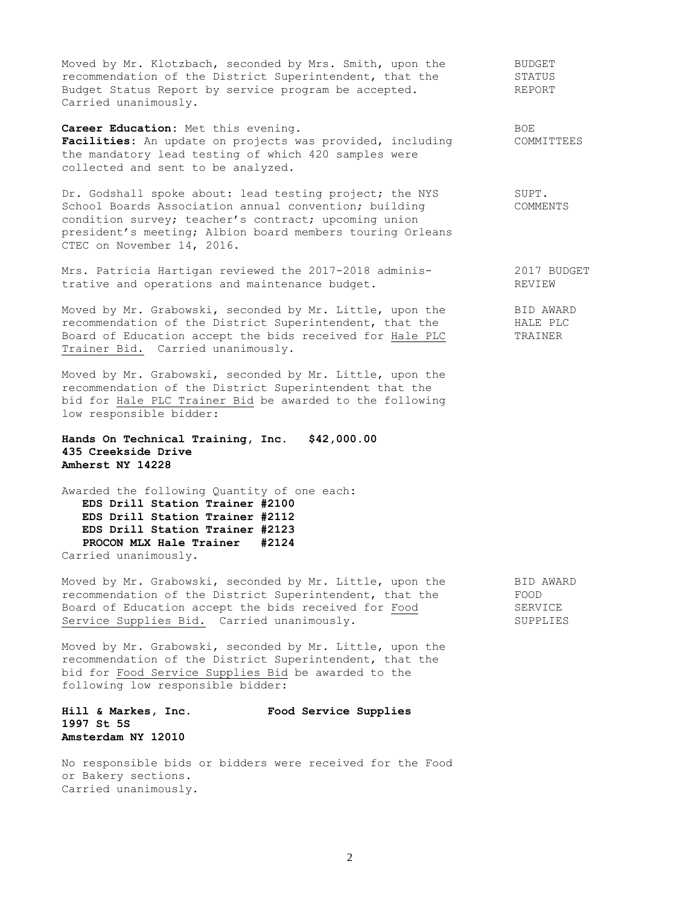Moved by Mr. Klotzbach, seconded by Mrs. Smith, upon the recommendation of the District Superintendent, that the Budget Status Report by service program be accepted. Carried unanimously.

BUDGET STATUS REPORT

**Career Education**: Met this evening.
**Facilities**: An update on projects was provided, including the mandatory lead testing of which 420 samples were collected and sent to be analyzed.

BOE COMMITTEES

Dr. Godshall spoke about: lead testing project; the NYS School Boards Association annual convention; building condition survey; teacher's contract; upcoming union president's meeting; Albion board members touring Orleans CTEC on November 14, 2016.

SUPT. COMMENTS

Mrs. Patricia Hartigan reviewed the 2017-2018 administrative and operations and maintenance budget.

2017 BUDGET REVIEW

Moved by Mr. Grabowski, seconded by Mr. Little, upon the recommendation of the District Superintendent, that the Board of Education accept the bids received for Hale PLC Trainer Bid. Carried unanimously.

BID AWARD HALE PLC TRAINER

Moved by Mr. Grabowski, seconded by Mr. Little, upon the recommendation of the District Superintendent that the bid for Hale PLC Trainer Bid be awarded to the following low responsible bidder:

**Hands On Technical Training, Inc. $42,000.00**
**435 Creekside Drive**
**Amherst NY 14228**

Awarded the following Quantity of one each:
- **EDS Drill Station Trainer #2100**
- **EDS Drill Station Trainer #2112**
- **EDS Drill Station Trainer #2123**
- **PROCON MLX Hale Trainer #2124**

Carried unanimously.

Moved by Mr. Grabowski, seconded by Mr. Little, upon the recommendation of the District Superintendent, that the Board of Education accept the bids received for Food Service Supplies Bid. Carried unanimously.

BID AWARD FOOD SERVICE SUPPLIES

Moved by Mr. Grabowski, seconded by Mr. Little, upon the recommendation of the District Superintendent, that the bid for Food Service Supplies Bid be awarded to the following low responsible bidder:

**Hill & Markes, Inc. Food Service Supplies**
**1997 St 5S**
**Amsterdam NY 12010**

No responsible bids or bidders were received for the Food or Bakery sections.
Carried unanimously.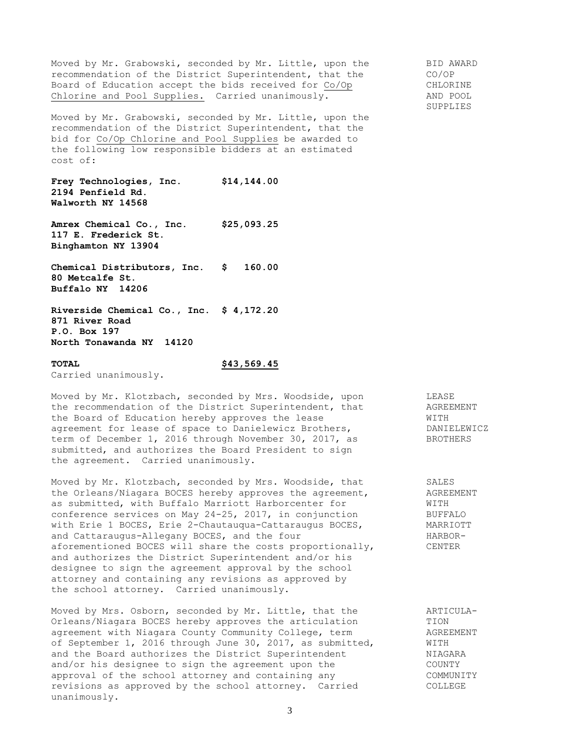Moved by Mr. Grabowski, seconded by Mr. Little, upon the recommendation of the District Superintendent, that the Board of Education accept the bids received for Co/Op Chlorine and Pool Supplies. Carried unanimously.

**BID AWARD CO/OP CHLORINE AND POOL SUPPLIES**

Moved by Mr. Grabowski, seconded by Mr. Little, upon the recommendation of the District Superintendent, that the bid for Co/Op Chlorine and Pool Supplies be awarded to the following low responsible bidders at an estimated cost of:

| Bidder | Amount |
|---|---|
| **Frey Technologies, Inc.**<br>**2194 Penfield Rd.**<br>**Walworth NY 14568** | **$14,144.00** |
| **Amrex Chemical Co., Inc.**<br>**117 E. Frederick St.**<br>**Binghamton NY 13904** | **$25,093.25** |
| **Chemical Distributors, Inc.**<br>**80 Metcalfe St.**<br>**Buffalo NY 14206** | **$ 160.00** |
| **Riverside Chemical Co., Inc.**<br>**871 River Road**<br>**P.O. Box 197**<br>**North Tonawanda NY 14120** | **$ 4,172.20** |
| **TOTAL** | **$43,569.45** |

Carried unanimously.

**LEASE AGREEMENT WITH DANIELEWICZ BROTHERS**

Moved by Mr. Klotzbach, seconded by Mrs. Woodside, upon the recommendation of the District Superintendent, that the Board of Education hereby approves the lease agreement for lease of space to Danielewicz Brothers, term of December 1, 2016 through November 30, 2017, as submitted, and authorizes the Board President to sign the agreement. Carried unanimously.

**SALES AGREEMENT WITH BUFFALO MARRIOTT HARBOR-CENTER**

Moved by Mr. Klotzbach, seconded by Mrs. Woodside, that the Orleans/Niagara BOCES hereby approves the agreement, as submitted, with Buffalo Marriott Harborcenter for conference services on May 24-25, 2017, in conjunction with Erie 1 BOCES, Erie 2-Chautauqua-Cattaraugus BOCES, and Cattaraugus-Allegany BOCES, and the four aforementioned BOCES will share the costs proportionally, and authorizes the District Superintendent and/or his designee to sign the agreement approval by the school attorney and containing any revisions as approved by the school attorney. Carried unanimously.

**ARTICULATION AGREEMENT WITH NIAGARA COUNTY COMMUNITY COLLEGE**

Moved by Mrs. Osborn, seconded by Mr. Little, that the Orleans/Niagara BOCES hereby approves the articulation agreement with Niagara County Community College, term of September 1, 2016 through June 30, 2017, as submitted, and the Board authorizes the District Superintendent and/or his designee to sign the agreement upon the approval of the school attorney and containing any revisions as approved by the school attorney. Carried unanimously.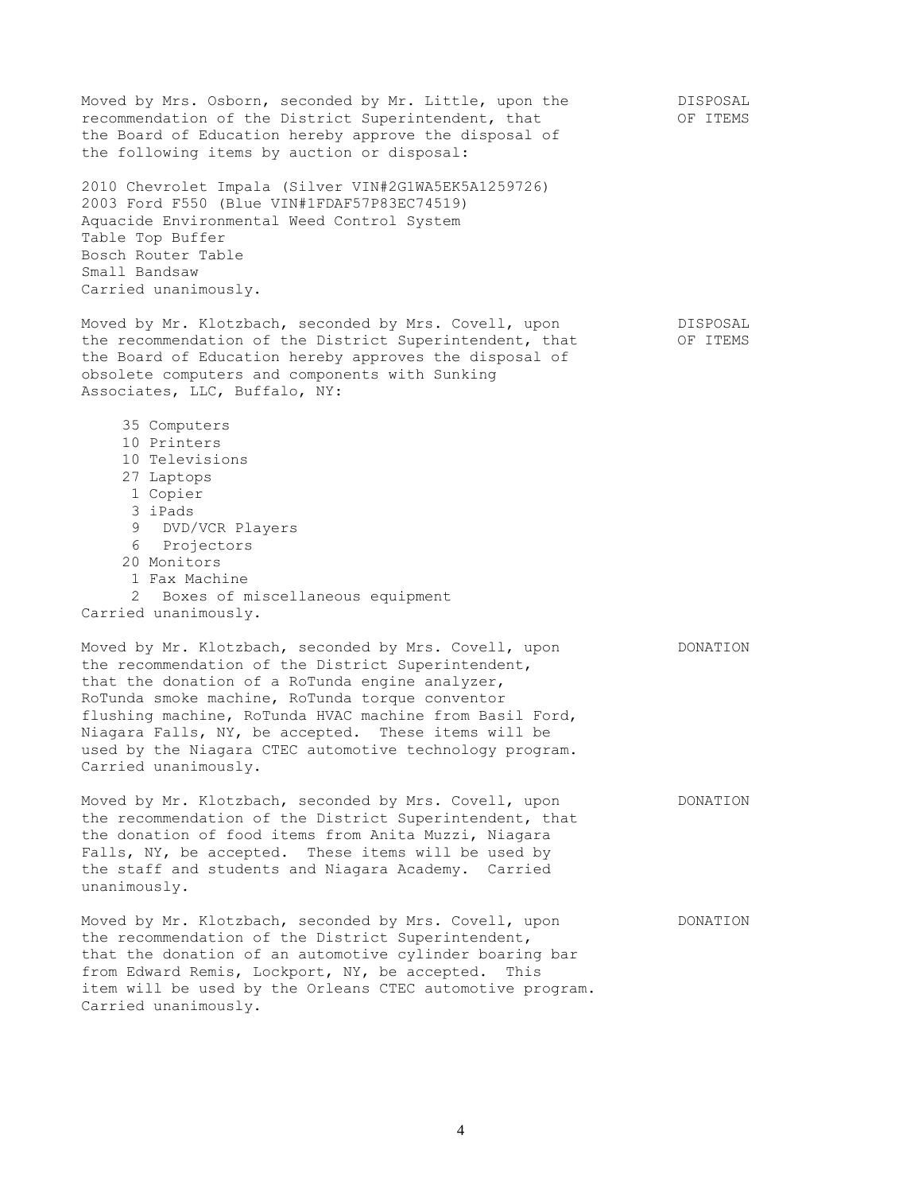**DISPOSAL OF ITEMS**

Moved by Mrs. Osborn, seconded by Mr. Little, upon the recommendation of the District Superintendent, that the Board of Education hereby approve the disposal of the following items by auction or disposal:

2010 Chevrolet Impala (Silver VIN#2G1WA5EK5A1259726)
2003 Ford F550 (Blue VIN#1FDAF57P83EC74519)
Aquacide Environmental Weed Control System
Table Top Buffer
Bosch Router Table
Small Bandsaw
Carried unanimously.

**DISPOSAL OF ITEMS**

Moved by Mr. Klotzbach, seconded by Mrs. Covell, upon the recommendation of the District Superintendent, that the Board of Education hereby approves the disposal of obsolete computers and components with Sunking Associates, LLC, Buffalo, NY:

- 35 Computers
- 10 Printers
- 10 Televisions
- 27 Laptops
- 1 Copier
- 3 iPads
- 9 DVD/VCR Players
- 6 Projectors
- 20 Monitors
- 1 Fax Machine
- 2 Boxes of miscellaneous equipment

Carried unanimously.

**DONATION**

Moved by Mr. Klotzbach, seconded by Mrs. Covell, upon the recommendation of the District Superintendent, that the donation of a RoTunda engine analyzer, RoTunda smoke machine, RoTunda torque conventor flushing machine, RoTunda HVAC machine from Basil Ford, Niagara Falls, NY, be accepted. These items will be used by the Niagara CTEC automotive technology program. Carried unanimously.

**DONATION**

Moved by Mr. Klotzbach, seconded by Mrs. Covell, upon the recommendation of the District Superintendent, that the donation of food items from Anita Muzzi, Niagara Falls, NY, be accepted. These items will be used by the staff and students and Niagara Academy. Carried unanimously.

**DONATION**

Moved by Mr. Klotzbach, seconded by Mrs. Covell, upon the recommendation of the District Superintendent, that the donation of an automotive cylinder boaring bar from Edward Remis, Lockport, NY, be accepted. This item will be used by the Orleans CTEC automotive program. Carried unanimously.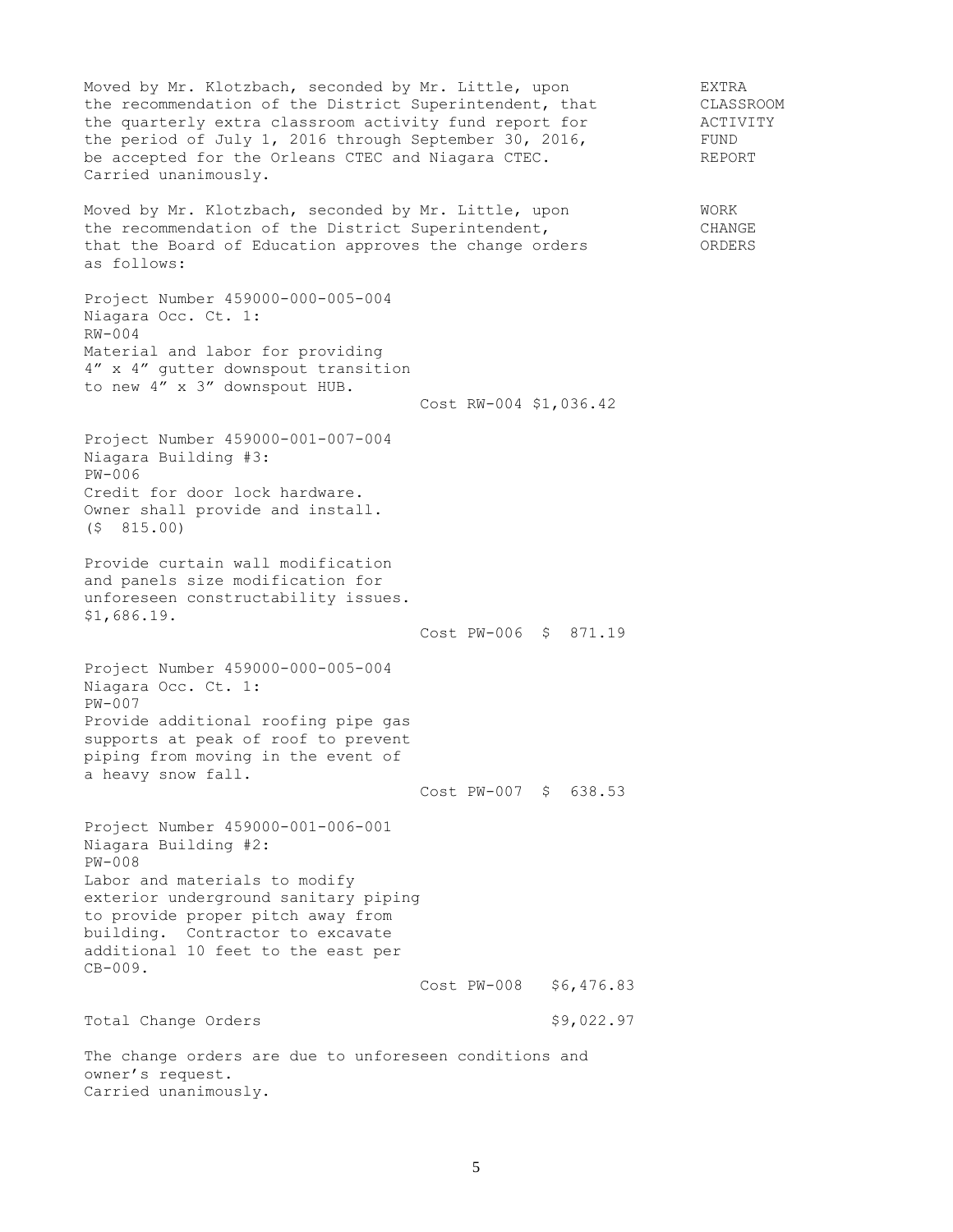Moved by Mr. Klotzbach, seconded by Mr. Little, upon the recommendation of the District Superintendent, that the quarterly extra classroom activity fund report for the period of July 1, 2016 through September 30, 2016, be accepted for the Orleans CTEC and Niagara CTEC. Carried unanimously.

**EXTRA CLASSROOM ACTIVITY FUND REPORT**

Moved by Mr. Klotzbach, seconded by Mr. Little, upon the recommendation of the District Superintendent, that the Board of Education approves the change orders as follows:

**WORK CHANGE ORDERS**

Project Number 459000-000-005-004
Niagara Occ. Ct. 1:
RW-004
Material and labor for providing 4" x 4" gutter downspout transition to new 4" x 3" downspout HUB.

Cost RW-004 $1,036.42

Project Number 459000-001-007-004
Niagara Building #3:
PW-006
Credit for door lock hardware. Owner shall provide and install.
($ 815.00)

Provide curtain wall modification and panels size modification for unforeseen constructability issues.
$1,686.19.

Cost PW-006 $ 871.19

Project Number 459000-000-005-004
Niagara Occ. Ct. 1:
PW-007
Provide additional roofing pipe gas supports at peak of roof to prevent piping from moving in the event of a heavy snow fall.

Cost PW-007 $ 638.53

Project Number 459000-001-006-001
Niagara Building #2:
PW-008
Labor and materials to modify exterior underground sanitary piping to provide proper pitch away from building. Contractor to excavate additional 10 feet to the east per CB-009.

Cost PW-008 $6,476.83

Total Change Orders $9,022.97

The change orders are due to unforeseen conditions and owner's request.
Carried unanimously.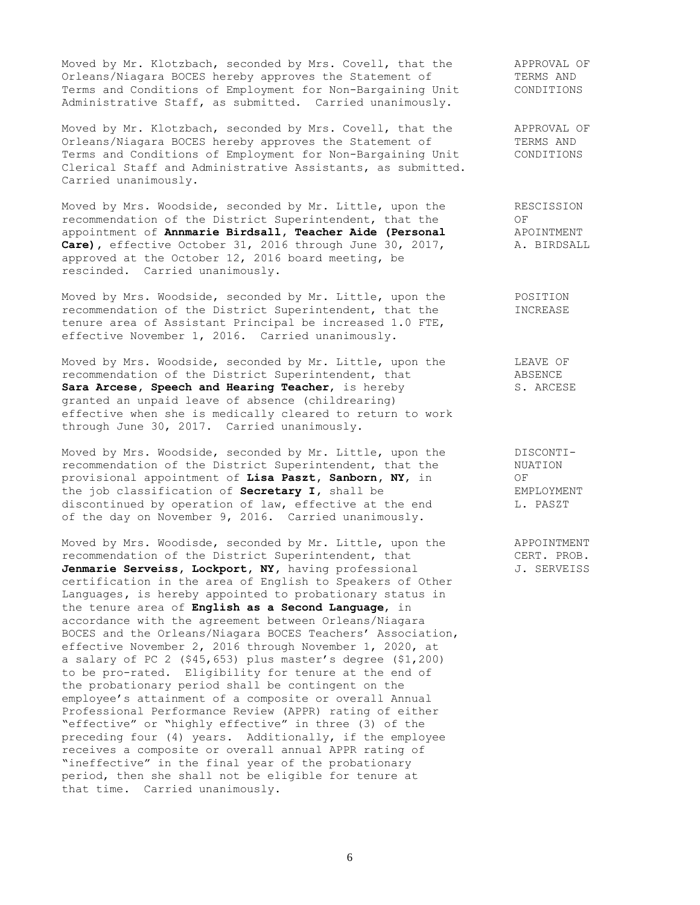Moved by Mr. Klotzbach, seconded by Mrs. Covell, that the Orleans/Niagara BOCES hereby approves the Statement of Terms and Conditions of Employment for Non-Bargaining Unit Administrative Staff, as submitted. Carried unanimously.

APPROVAL OF TERMS AND CONDITIONS

Moved by Mr. Klotzbach, seconded by Mrs. Covell, that the Orleans/Niagara BOCES hereby approves the Statement of Terms and Conditions of Employment for Non-Bargaining Unit Clerical Staff and Administrative Assistants, as submitted. Carried unanimously.

APPROVAL OF TERMS AND CONDITIONS

Moved by Mrs. Woodside, seconded by Mr. Little, upon the recommendation of the District Superintendent, that the appointment of **Annmarie Birdsall, Teacher Aide (Personal Care)**, effective October 31, 2016 through June 30, 2017, approved at the October 12, 2016 board meeting, be rescinded. Carried unanimously.

RESCISSION OF APOINTMENT A. BIRDSALL

Moved by Mrs. Woodside, seconded by Mr. Little, upon the recommendation of the District Superintendent, that the tenure area of Assistant Principal be increased 1.0 FTE, effective November 1, 2016. Carried unanimously.

POSITION INCREASE

Moved by Mrs. Woodside, seconded by Mr. Little, upon the recommendation of the District Superintendent, that **Sara Arcese, Speech and Hearing Teacher**, is hereby granted an unpaid leave of absence (childrearing) effective when she is medically cleared to return to work through June 30, 2017. Carried unanimously.

LEAVE OF ABSENCE S. ARCESE

Moved by Mrs. Woodside, seconded by Mr. Little, upon the recommendation of the District Superintendent, that the provisional appointment of **Lisa Paszt, Sanborn, NY**, in the job classification of **Secretary I**, shall be discontinued by operation of law, effective at the end of the day on November 9, 2016. Carried unanimously.

DISCONTI-NUATION OF EMPLOYMENT L. PASZT

Moved by Mrs. Woodisde, seconded by Mr. Little, upon the recommendation of the District Superintendent, that **Jenmarie Serveiss, Lockport, NY**, having professional certification in the area of English to Speakers of Other Languages, is hereby appointed to probationary status in the tenure area of **English as a Second Language**, in accordance with the agreement between Orleans/Niagara BOCES and the Orleans/Niagara BOCES Teachers' Association, effective November 2, 2016 through November 1, 2020, at a salary of PC 2 ($45,653) plus master's degree ($1,200) to be pro-rated. Eligibility for tenure at the end of the probationary period shall be contingent on the employee's attainment of a composite or overall Annual Professional Performance Review (APPR) rating of either "effective" or "highly effective" in three (3) of the preceding four (4) years. Additionally, if the employee receives a composite or overall annual APPR rating of "ineffective" in the final year of the probationary period, then she shall not be eligible for tenure at that time. Carried unanimously.

APPOINTMENT CERT. PROB. J. SERVEISS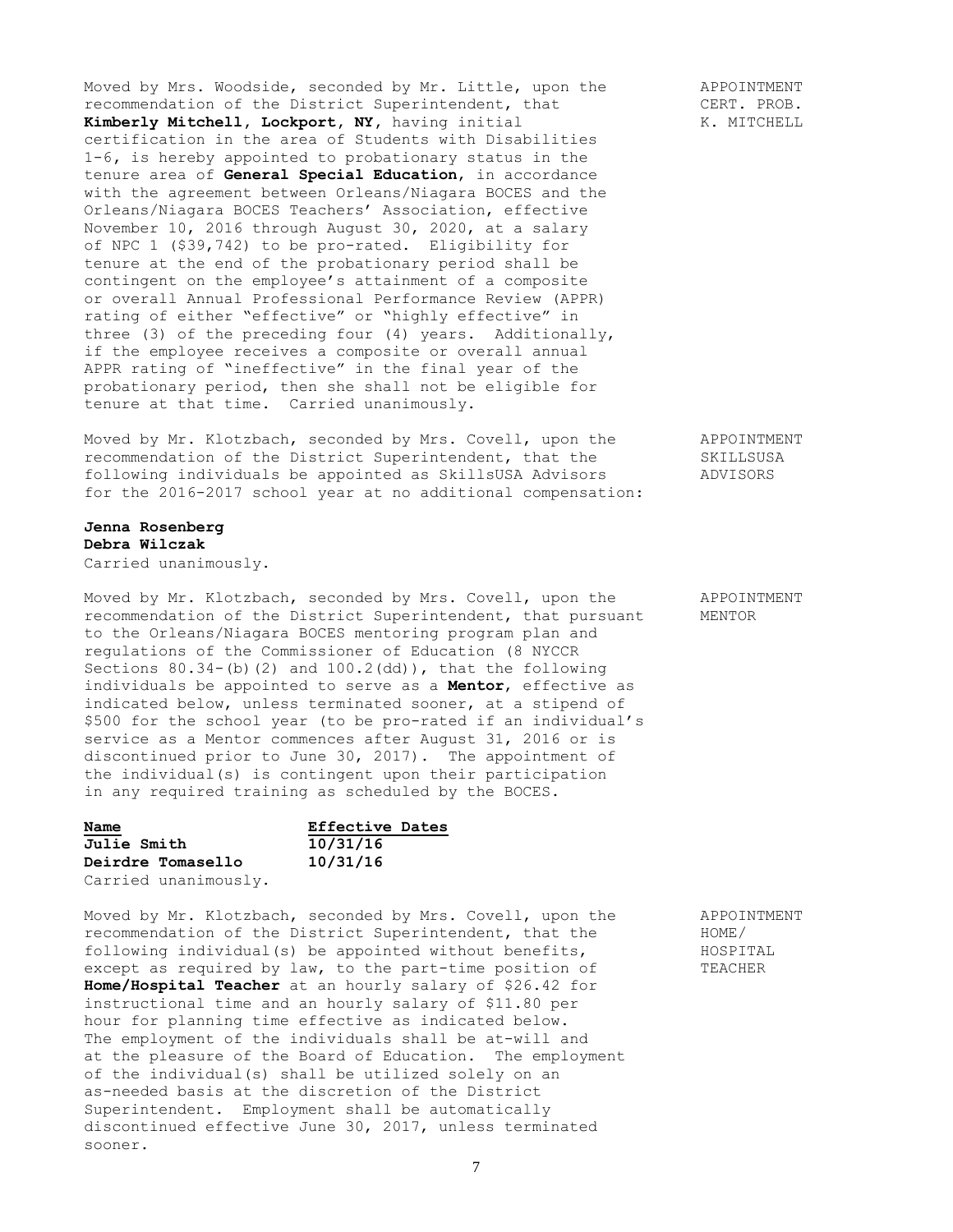Moved by Mrs. Woodside, seconded by Mr. Little, upon the recommendation of the District Superintendent, that **Kimberly Mitchell, Lockport, NY,** having initial certification in the area of Students with Disabilities 1-6, is hereby appointed to probationary status in the tenure area of **General Special Education**, in accordance with the agreement between Orleans/Niagara BOCES and the Orleans/Niagara BOCES Teachers' Association, effective November 10, 2016 through August 30, 2020, at a salary of NPC 1 ($39,742) to be pro-rated. Eligibility for tenure at the end of the probationary period shall be contingent on the employee's attainment of a composite or overall Annual Professional Performance Review (APPR) rating of either "effective" or "highly effective" in three (3) of the preceding four (4) years. Additionally, if the employee receives a composite or overall annual APPR rating of "ineffective" in the final year of the probationary period, then she shall not be eligible for tenure at that time. Carried unanimously.

APPOINTMENT CERT. PROB. K. MITCHELL

Moved by Mr. Klotzbach, seconded by Mrs. Covell, upon the recommendation of the District Superintendent, that the following individuals be appointed as SkillsUSA Advisors for the 2016-2017 school year at no additional compensation:

APPOINTMENT SKILLSUSA ADVISORS

**Jenna Rosenberg**
**Debra Wilczak**
Carried unanimously.

Moved by Mr. Klotzbach, seconded by Mrs. Covell, upon the recommendation of the District Superintendent, that pursuant to the Orleans/Niagara BOCES mentoring program plan and regulations of the Commissioner of Education (8 NYCCR Sections 80.34-(b)(2) and 100.2(dd)), that the following individuals be appointed to serve as a **Mentor**, effective as indicated below, unless terminated sooner, at a stipend of $500 for the school year (to be pro-rated if an individual's service as a Mentor commences after August 31, 2016 or is discontinued prior to June 30, 2017). The appointment of the individual(s) is contingent upon their participation in any required training as scheduled by the BOCES.

APPOINTMENT MENTOR

| Name | Effective Dates |
|---|---|
| **Julie Smith** | **10/31/16** |
| **Deirdre Tomasello** | **10/31/16** |

Carried unanimously.

Moved by Mr. Klotzbach, seconded by Mrs. Covell, upon the recommendation of the District Superintendent, that the following individual(s) be appointed without benefits, except as required by law, to the part-time position of **Home/Hospital Teacher** at an hourly salary of $26.42 for instructional time and an hourly salary of $11.80 per hour for planning time effective as indicated below. The employment of the individuals shall be at-will and at the pleasure of the Board of Education. The employment of the individual(s) shall be utilized solely on an as-needed basis at the discretion of the District Superintendent. Employment shall be automatically discontinued effective June 30, 2017, unless terminated sooner.

APPOINTMENT HOME/ HOSPITAL TEACHER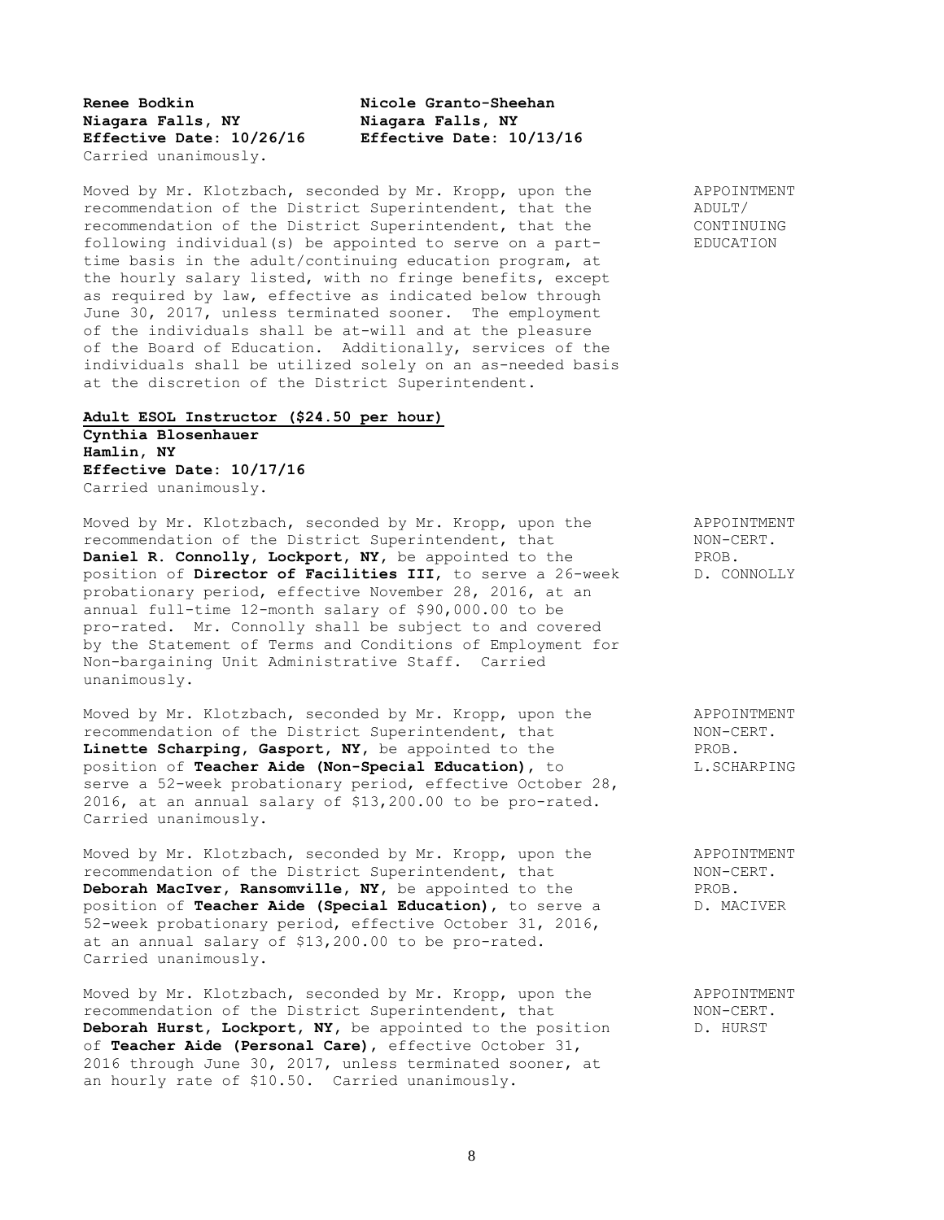| **Renee Bodkin** | **Nicole Granto-Sheehan** |
|---|---|
| **Niagara Falls, NY** | **Niagara Falls, NY** |
| **Effective Date: 10/26/16** | **Effective Date: 10/13/16** |

Carried unanimously.

APPOINTMENT ADULT/ CONTINUING EDUCATION

Moved by Mr. Klotzbach, seconded by Mr. Kropp, upon the recommendation of the District Superintendent, that the recommendation of the District Superintendent, that the following individual(s) be appointed to serve on a part-time basis in the adult/continuing education program, at the hourly salary listed, with no fringe benefits, except as required by law, effective as indicated below through June 30, 2017, unless terminated sooner. The employment of the individuals shall be at-will and at the pleasure of the Board of Education. Additionally, services of the individuals shall be utilized solely on an as-needed basis at the discretion of the District Superintendent.

**Adult ESOL Instructor ($24.50 per hour)**
**Cynthia Blosenhauer**
**Hamlin, NY**
**Effective Date: 10/17/16**
Carried unanimously.

APPOINTMENT NON-CERT. PROB. D. CONNOLLY

Moved by Mr. Klotzbach, seconded by Mr. Kropp, upon the recommendation of the District Superintendent, that **Daniel R. Connolly, Lockport, NY,** be appointed to the position of **Director of Facilities III**, to serve a 26-week probationary period, effective November 28, 2016, at an annual full-time 12-month salary of $90,000.00 to be pro-rated. Mr. Connolly shall be subject to and covered by the Statement of Terms and Conditions of Employment for Non-bargaining Unit Administrative Staff. Carried unanimously.

APPOINTMENT NON-CERT. PROB. L.SCHARPING

Moved by Mr. Klotzbach, seconded by Mr. Kropp, upon the recommendation of the District Superintendent, that **Linette Scharping, Gasport, NY,** be appointed to the position of **Teacher Aide (Non-Special Education)**, to serve a 52-week probationary period, effective October 28, 2016, at an annual salary of $13,200.00 to be pro-rated. Carried unanimously.

APPOINTMENT NON-CERT. PROB. D. MACIVER

Moved by Mr. Klotzbach, seconded by Mr. Kropp, upon the recommendation of the District Superintendent, that **Deborah MacIver, Ransomville, NY,** be appointed to the position of **Teacher Aide (Special Education)**, to serve a 52-week probationary period, effective October 31, 2016, at an annual salary of $13,200.00 to be pro-rated. Carried unanimously.

APPOINTMENT NON-CERT. D. HURST

Moved by Mr. Klotzbach, seconded by Mr. Kropp, upon the recommendation of the District Superintendent, that **Deborah Hurst, Lockport, NY,** be appointed to the position of **Teacher Aide (Personal Care)**, effective October 31, 2016 through June 30, 2017, unless terminated sooner, at an hourly rate of $10.50. Carried unanimously.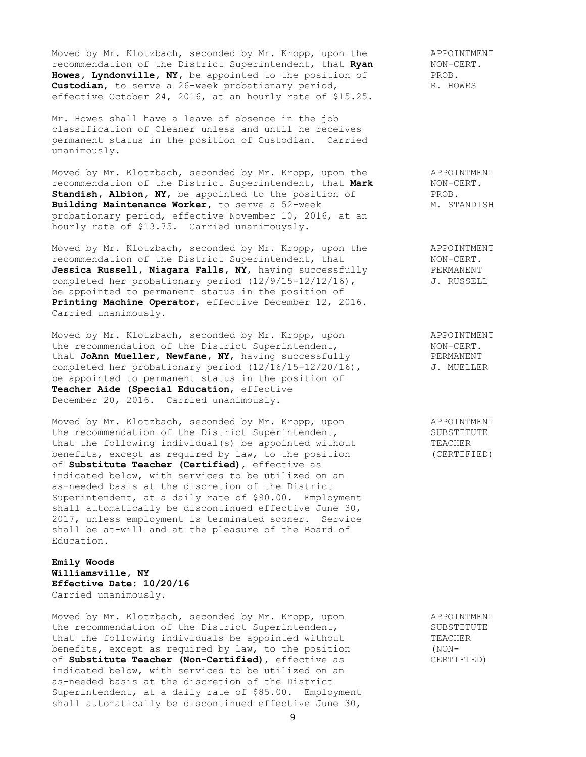Moved by Mr. Klotzbach, seconded by Mr. Kropp, upon the recommendation of the District Superintendent, that **Ryan Howes, Lyndonville, NY**, be appointed to the position of **Custodian**, to serve a 26-week probationary period, effective October 24, 2016, at an hourly rate of $15.25.

APPOINTMENT
NON-CERT.
PROB.
R. HOWES

Mr. Howes shall have a leave of absence in the job classification of Cleaner unless and until he receives permanent status in the position of Custodian. Carried unanimously.

Moved by Mr. Klotzbach, seconded by Mr. Kropp, upon the recommendation of the District Superintendent, that **Mark Standish, Albion, NY**, be appointed to the position of **Building Maintenance Worker**, to serve a 52-week probationary period, effective November 10, 2016, at an hourly rate of $13.75. Carried unanimouysly.

APPOINTMENT
NON-CERT.
PROB.
M. STANDISH

Moved by Mr. Klotzbach, seconded by Mr. Kropp, upon the recommendation of the District Superintendent, that **Jessica Russell, Niagara Falls, NY**, having successfully completed her probationary period (12/9/15-12/12/16), be appointed to permanent status in the position of **Printing Machine Operator**, effective December 12, 2016. Carried unanimously.

APPOINTMENT
NON-CERT.
PERMANENT
J. RUSSELL

Moved by Mr. Klotzbach, seconded by Mr. Kropp, upon the recommendation of the District Superintendent, that **JoAnn Mueller, Newfane, NY**, having successfully completed her probationary period (12/16/15-12/20/16), be appointed to permanent status in the position of **Teacher Aide (Special Education**, effective December 20, 2016. Carried unanimously.

APPOINTMENT
NON-CERT.
PERMANENT
J. MUELLER

Moved by Mr. Klotzbach, seconded by Mr. Kropp, upon the recommendation of the District Superintendent, that the following individual(s) be appointed without benefits, except as required by law, to the position of **Substitute Teacher (Certified)**, effective as indicated below, with services to be utilized on an as-needed basis at the discretion of the District Superintendent, at a daily rate of $90.00. Employment shall automatically be discontinued effective June 30, 2017, unless employment is terminated sooner. Service shall be at-will and at the pleasure of the Board of Education.

APPOINTMENT
SUBSTITUTE
TEACHER
(CERTIFIED)

**Emily Woods**
**Williamsville, NY**
**Effective Date: 10/20/16**
Carried unanimously.

Moved by Mr. Klotzbach, seconded by Mr. Kropp, upon the recommendation of the District Superintendent, that the following individuals be appointed without benefits, except as required by law, to the position of **Substitute Teacher (Non-Certified)**, effective as indicated below, with services to be utilized on an as-needed basis at the discretion of the District Superintendent, at a daily rate of $85.00. Employment shall automatically be discontinued effective June 30,

APPOINTMENT
SUBSTITUTE
TEACHER
(NON-
CERTIFIED)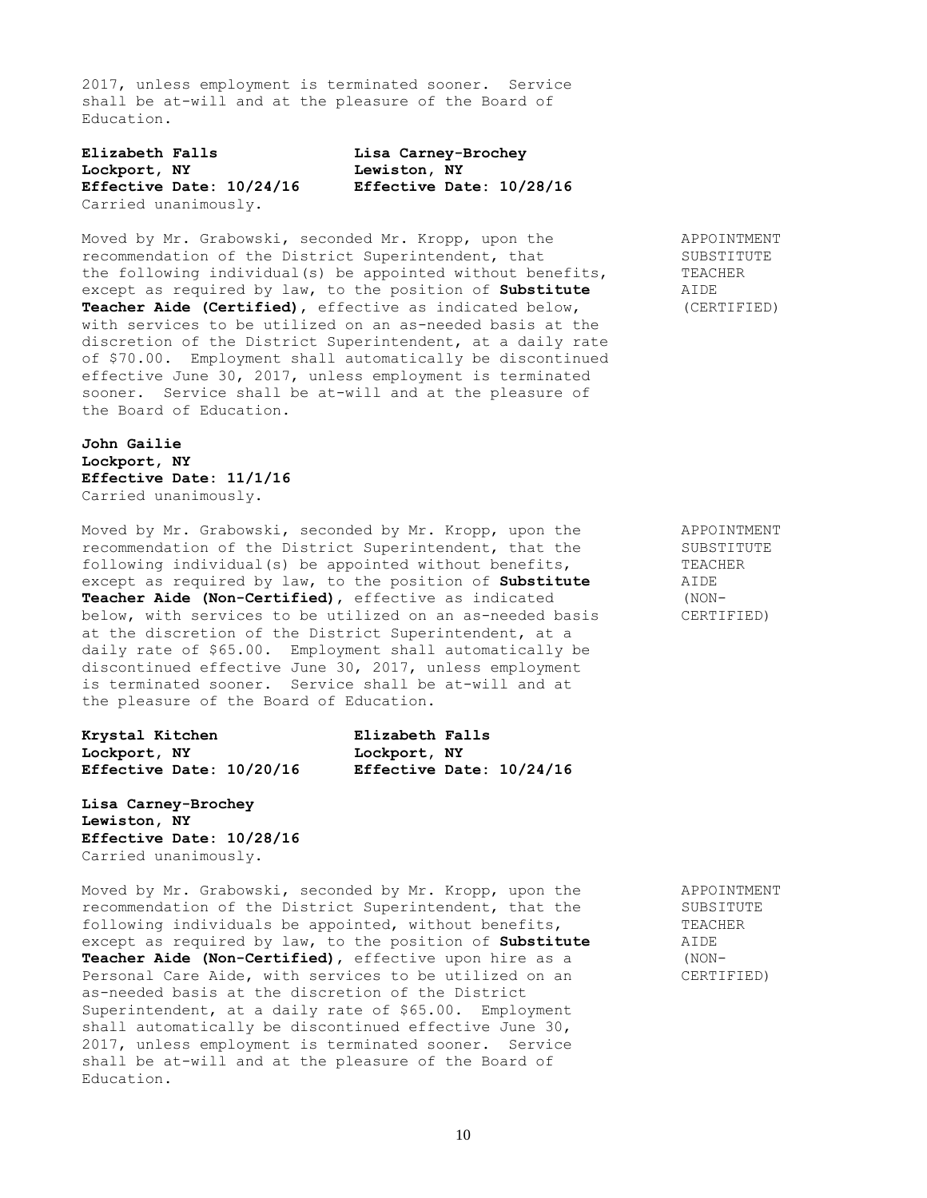2017, unless employment is terminated sooner. Service shall be at-will and at the pleasure of the Board of Education.

**Elizabeth Falls**
**Lockport, NY**
**Effective Date: 10/24/16**

**Lisa Carney-Brochey**
**Lewiston, NY**
**Effective Date: 10/28/16**

Carried unanimously.

APPOINTMENT SUBSTITUTE TEACHER AIDE (CERTIFIED)

Moved by Mr. Grabowski, seconded Mr. Kropp, upon the recommendation of the District Superintendent, that the following individual(s) be appointed without benefits, except as required by law, to the position of **Substitute Teacher Aide (Certified)**, effective as indicated below, with services to be utilized on an as-needed basis at the discretion of the District Superintendent, at a daily rate of $70.00. Employment shall automatically be discontinued effective June 30, 2017, unless employment is terminated sooner. Service shall be at-will and at the pleasure of the Board of Education.

**John Gailie**
**Lockport, NY**
**Effective Date: 11/1/16**

Carried unanimously.

APPOINTMENT SUBSTITUTE TEACHER AIDE (NON-CERTIFIED)

Moved by Mr. Grabowski, seconded by Mr. Kropp, upon the recommendation of the District Superintendent, that the following individual(s) be appointed without benefits, except as required by law, to the position of **Substitute Teacher Aide (Non-Certified)**, effective as indicated below, with services to be utilized on an as-needed basis at the discretion of the District Superintendent, at a daily rate of $65.00. Employment shall automatically be discontinued effective June 30, 2017, unless employment is terminated sooner. Service shall be at-will and at the pleasure of the Board of Education.

**Krystal Kitchen**
**Lockport, NY**
**Effective Date: 10/20/16**

**Elizabeth Falls**
**Lockport, NY**
**Effective Date: 10/24/16**

**Lisa Carney-Brochey**
**Lewiston, NY**
**Effective Date: 10/28/16**

Carried unanimously.

APPOINTMENT SUBSITUTE TEACHER AIDE (NON-CERTIFIED)

Moved by Mr. Grabowski, seconded by Mr. Kropp, upon the recommendation of the District Superintendent, that the following individuals be appointed, without benefits, except as required by law, to the position of **Substitute Teacher Aide (Non-Certified)**, effective upon hire as a Personal Care Aide, with services to be utilized on an as-needed basis at the discretion of the District Superintendent, at a daily rate of $65.00. Employment shall automatically be discontinued effective June 30, 2017, unless employment is terminated sooner. Service shall be at-will and at the pleasure of the Board of Education.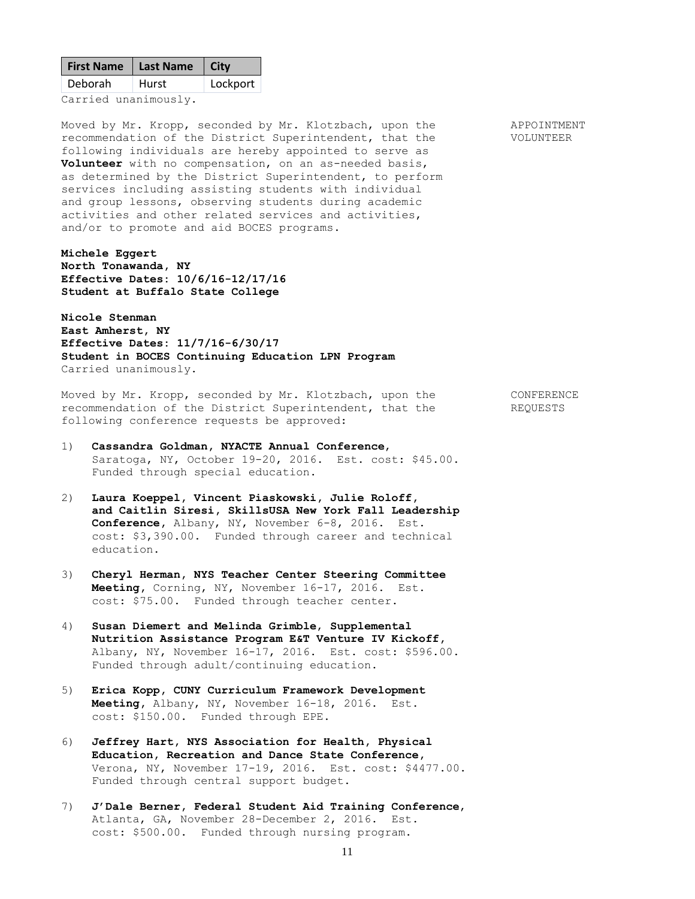| First Name | Last Name | City |
|---|---|---|
| Deborah | Hurst | Lockport |

Carried unanimously.

APPOINTMENT VOLUNTEER

Moved by Mr. Kropp, seconded by Mr. Klotzbach, upon the recommendation of the District Superintendent, that the following individuals are hereby appointed to serve as **Volunteer** with no compensation, on an as-needed basis, as determined by the District Superintendent, to perform services including assisting students with individual and group lessons, observing students during academic activities and other related services and activities, and/or to promote and aid BOCES programs.

**Michele Eggert**
**North Tonawanda, NY**
**Effective Dates: 10/6/16-12/17/16**
**Student at Buffalo State College**

**Nicole Stenman**
**East Amherst, NY**
**Effective Dates: 11/7/16-6/30/17**
**Student in BOCES Continuing Education LPN Program**
Carried unanimously.

CONFERENCE REQUESTS

Moved by Mr. Kropp, seconded by Mr. Klotzbach, upon the recommendation of the District Superintendent, that the following conference requests be approved:

1) **Cassandra Goldman, NYACTE Annual Conference**, Saratoga, NY, October 19-20, 2016. Est. cost: $45.00. Funded through special education.

2) **Laura Koeppel, Vincent Piaskowski, Julie Roloff, and Caitlin Siresi, SkillsUSA New York Fall Leadership Conference**, Albany, NY, November 6-8, 2016. Est. cost: $3,390.00. Funded through career and technical education.

3) **Cheryl Herman, NYS Teacher Center Steering Committee Meeting**, Corning, NY, November 16-17, 2016. Est. cost: $75.00. Funded through teacher center.

4) **Susan Diemert and Melinda Grimble, Supplemental Nutrition Assistance Program E&T Venture IV Kickoff**, Albany, NY, November 16-17, 2016. Est. cost: $596.00. Funded through adult/continuing education.

5) **Erica Kopp, CUNY Curriculum Framework Development Meeting**, Albany, NY, November 16-18, 2016. Est. cost: $150.00. Funded through EPE.

6) **Jeffrey Hart, NYS Association for Health, Physical Education, Recreation and Dance State Conference**, Verona, NY, November 17-19, 2016. Est. cost: $4477.00. Funded through central support budget.

7) **J'Dale Berner, Federal Student Aid Training Conference**, Atlanta, GA, November 28-December 2, 2016. Est. cost: $500.00. Funded through nursing program.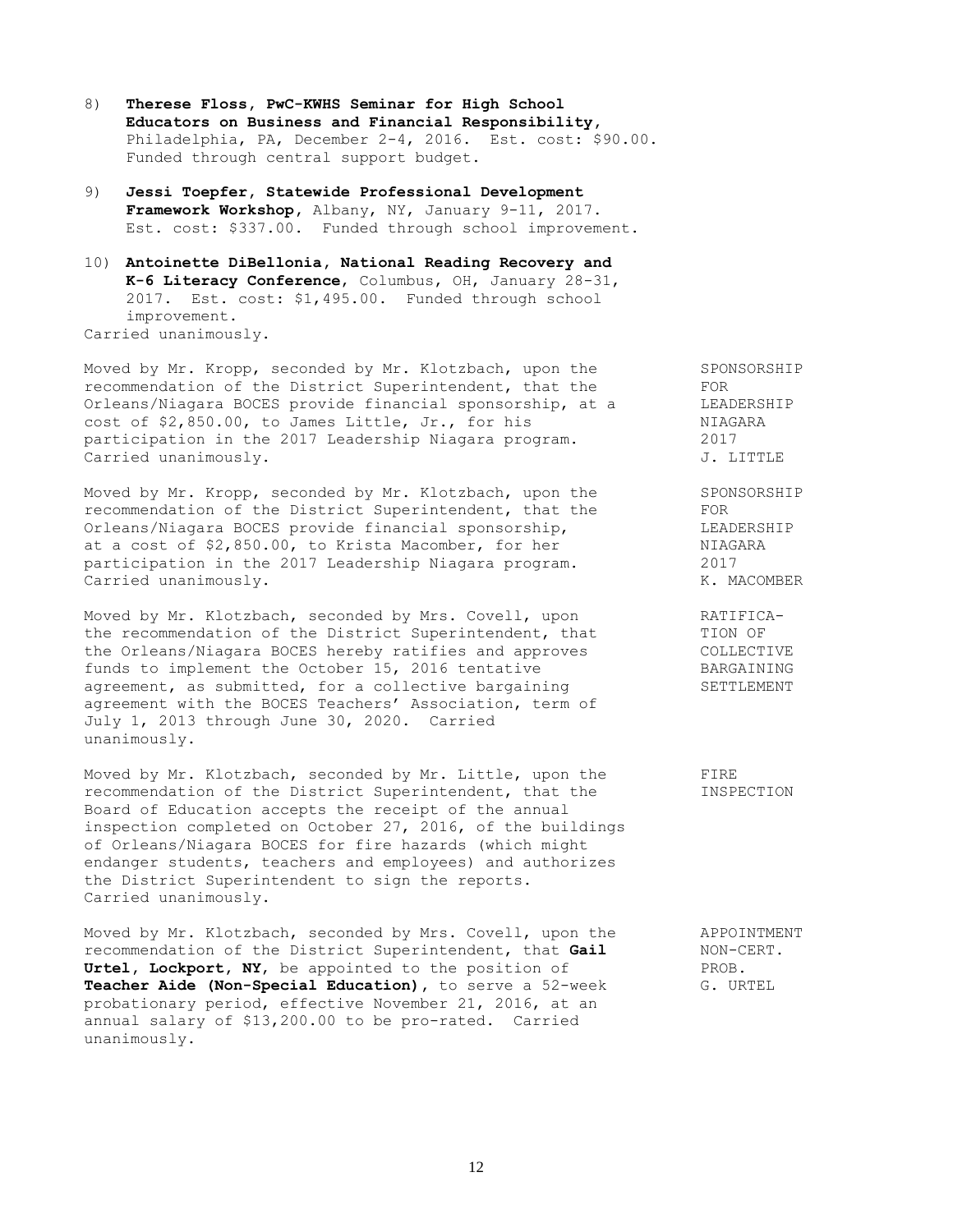8) **Therese Floss, PwC-KWHS Seminar for High School Educators on Business and Financial Responsibility,** Philadelphia, PA, December 2-4, 2016. Est. cost: $90.00. Funded through central support budget.

9) **Jessi Toepfer, Statewide Professional Development Framework Workshop,** Albany, NY, January 9-11, 2017. Est. cost: $337.00. Funded through school improvement.

10) **Antoinette DiBellonia, National Reading Recovery and K-6 Literacy Conference,** Columbus, OH, January 28-31, 2017. Est. cost: $1,495.00. Funded through school improvement.

Carried unanimously.

**SPONSORSHIP FOR LEADERSHIP NIAGARA 2017 J. LITTLE**

Moved by Mr. Kropp, seconded by Mr. Klotzbach, upon the recommendation of the District Superintendent, that the Orleans/Niagara BOCES provide financial sponsorship, at a cost of $2,850.00, to James Little, Jr., for his participation in the 2017 Leadership Niagara program. Carried unanimously.

**SPONSORSHIP FOR LEADERSHIP NIAGARA 2017 K. MACOMBER**

Moved by Mr. Kropp, seconded by Mr. Klotzbach, upon the recommendation of the District Superintendent, that the Orleans/Niagara BOCES provide financial sponsorship, at a cost of $2,850.00, to Krista Macomber, for her participation in the 2017 Leadership Niagara program. Carried unanimously.

**RATIFICATION OF COLLECTIVE BARGAINING SETTLEMENT**

Moved by Mr. Klotzbach, seconded by Mrs. Covell, upon the recommendation of the District Superintendent, that the Orleans/Niagara BOCES hereby ratifies and approves funds to implement the October 15, 2016 tentative agreement, as submitted, for a collective bargaining agreement with the BOCES Teachers' Association, term of July 1, 2013 through June 30, 2020. Carried unanimously.

**FIRE INSPECTION**

Moved by Mr. Klotzbach, seconded by Mr. Little, upon the recommendation of the District Superintendent, that the Board of Education accepts the receipt of the annual inspection completed on October 27, 2016, of the buildings of Orleans/Niagara BOCES for fire hazards (which might endanger students, teachers and employees) and authorizes the District Superintendent to sign the reports. Carried unanimously.

**APPOINTMENT NON-CERT. PROB. G. URTEL**

Moved by Mr. Klotzbach, seconded by Mrs. Covell, upon the recommendation of the District Superintendent, that **Gail Urtel, Lockport, NY,** be appointed to the position of **Teacher Aide (Non-Special Education),** to serve a 52-week probationary period, effective November 21, 2016, at an annual salary of $13,200.00 to be pro-rated. Carried unanimously.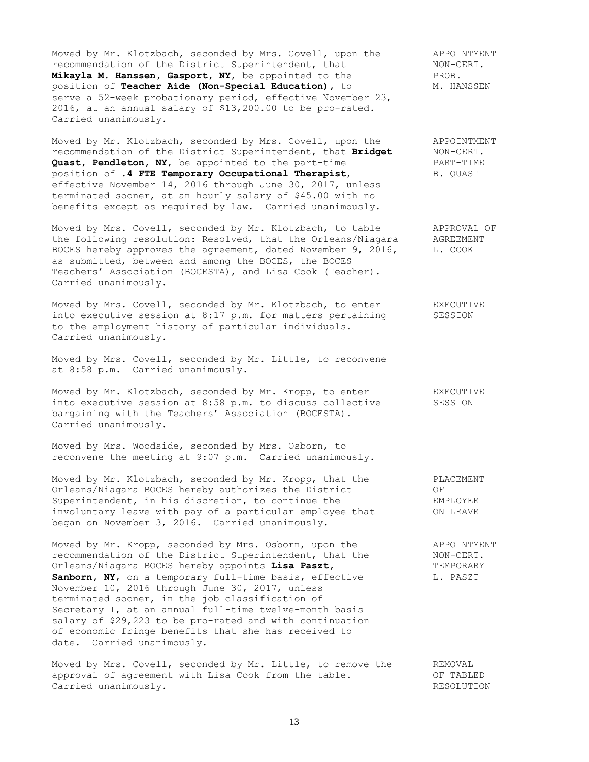Moved by Mr. Klotzbach, seconded by Mrs. Covell, upon the recommendation of the District Superintendent, that **Mikayla M. Hanssen, Gasport, NY,** be appointed to the position of **Teacher Aide (Non-Special Education),** to serve a 52-week probationary period, effective November 23, 2016, at an annual salary of $13,200.00 to be pro-rated. Carried unanimously.

APPOINTMENT NON-CERT. PROB. M. HANSSEN

Moved by Mr. Klotzbach, seconded by Mrs. Covell, upon the recommendation of the District Superintendent, that **Bridget Quast, Pendleton, NY,** be appointed to the part-time position of **.4 FTE Temporary Occupational Therapist,** effective November 14, 2016 through June 30, 2017, unless terminated sooner, at an hourly salary of $45.00 with no benefits except as required by law. Carried unanimously.

APPOINTMENT NON-CERT. PART-TIME B. QUAST

Moved by Mrs. Covell, seconded by Mr. Klotzbach, to table the following resolution: Resolved, that the Orleans/Niagara BOCES hereby approves the agreement, dated November 9, 2016, as submitted, between and among the BOCES, the BOCES Teachers' Association (BOCESTA), and Lisa Cook (Teacher). Carried unanimously.

APPROVAL OF AGREEMENT L. COOK

Moved by Mrs. Covell, seconded by Mr. Klotzbach, to enter into executive session at 8:17 p.m. for matters pertaining to the employment history of particular individuals. Carried unanimously.

EXECUTIVE SESSION

Moved by Mrs. Covell, seconded by Mr. Little, to reconvene at 8:58 p.m. Carried unanimously.

Moved by Mr. Klotzbach, seconded by Mr. Kropp, to enter into executive session at 8:58 p.m. to discuss collective bargaining with the Teachers' Association (BOCESTA). Carried unanimously.

EXECUTIVE SESSION

Moved by Mrs. Woodside, seconded by Mrs. Osborn, to reconvene the meeting at 9:07 p.m. Carried unanimously.

Moved by Mr. Klotzbach, seconded by Mr. Kropp, that the Orleans/Niagara BOCES hereby authorizes the District Superintendent, in his discretion, to continue the involuntary leave with pay of a particular employee that began on November 3, 2016. Carried unanimously.

PLACEMENT OF EMPLOYEE ON LEAVE

Moved by Mr. Kropp, seconded by Mrs. Osborn, upon the recommendation of the District Superintendent, that the Orleans/Niagara BOCES hereby appoints **Lisa Paszt, Sanborn, NY,** on a temporary full-time basis, effective November 10, 2016 through June 30, 2017, unless terminated sooner, in the job classification of Secretary I, at an annual full-time twelve-month basis salary of $29,223 to be pro-rated and with continuation of economic fringe benefits that she has received to date. Carried unanimously.

APPOINTMENT NON-CERT. TEMPORARY L. PASZT

Moved by Mrs. Covell, seconded by Mr. Little, to remove the approval of agreement with Lisa Cook from the table. Carried unanimously.

REMOVAL OF TABLED RESOLUTION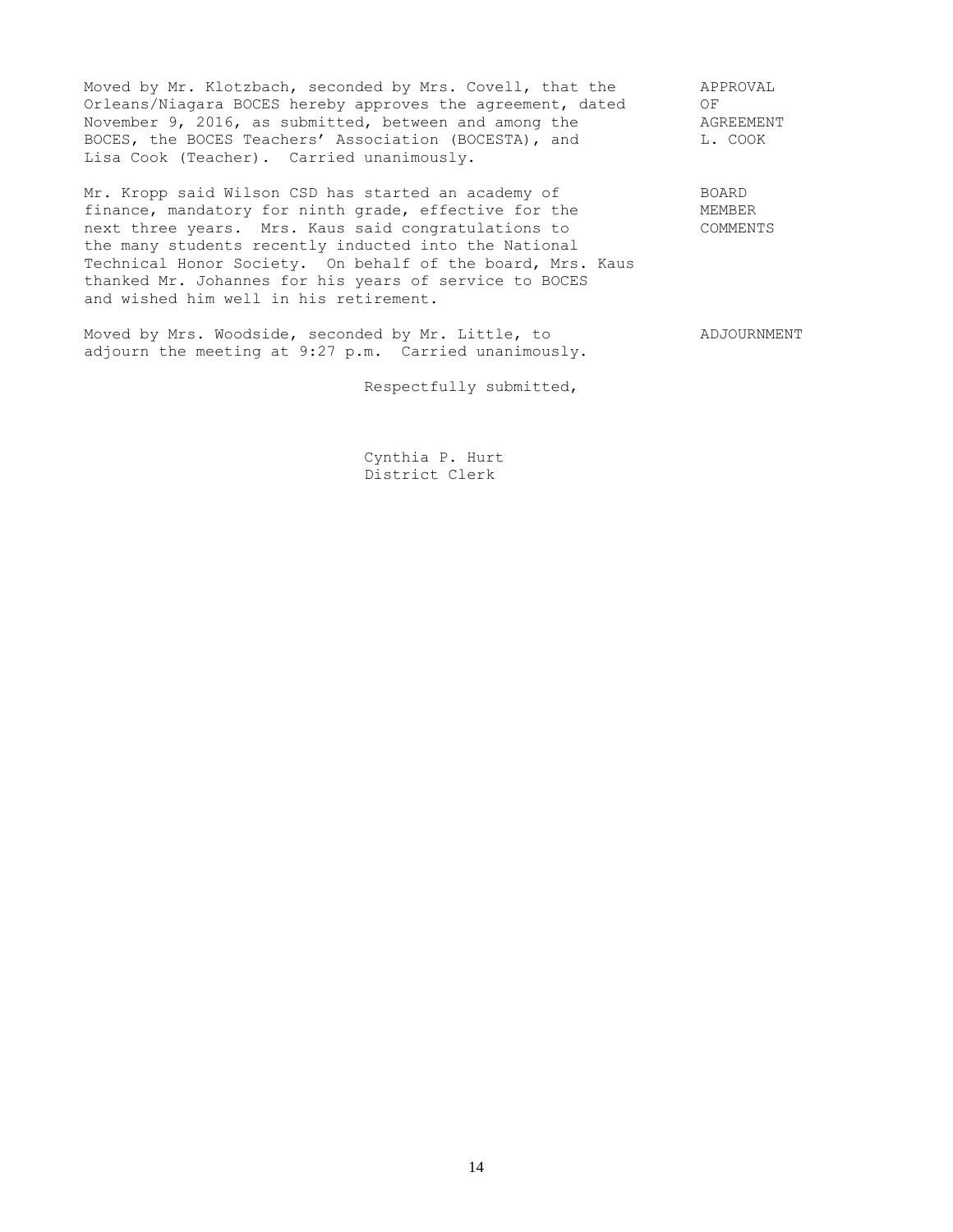**APPROVAL OF AGREEMENT L. COOK**

Moved by Mr. Klotzbach, seconded by Mrs. Covell, that the Orleans/Niagara BOCES hereby approves the agreement, dated November 9, 2016, as submitted, between and among the BOCES, the BOCES Teachers' Association (BOCESTA), and Lisa Cook (Teacher). Carried unanimously.

**BOARD MEMBER COMMENTS**

Mr. Kropp said Wilson CSD has started an academy of finance, mandatory for ninth grade, effective for the next three years. Mrs. Kaus said congratulations to the many students recently inducted into the National Technical Honor Society. On behalf of the board, Mrs. Kaus thanked Mr. Johannes for his years of service to BOCES and wished him well in his retirement.

**ADJOURNMENT**

Moved by Mrs. Woodside, seconded by Mr. Little, to adjourn the meeting at 9:27 p.m. Carried unanimously.

Respectfully submitted,

Cynthia P. Hurt
District Clerk